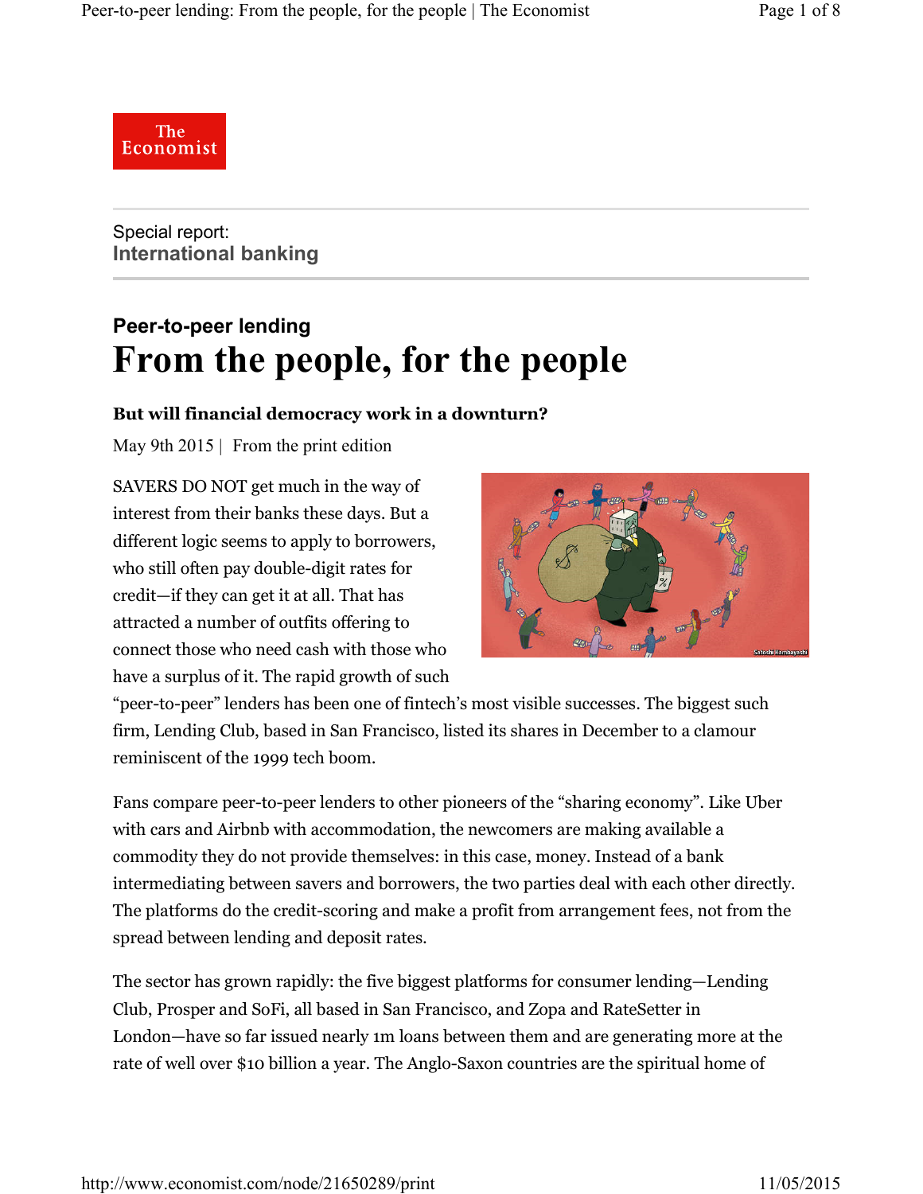Special report:
**International banking**

## Peer-to-peer lending

# From the people, for the people

**But will financial democracy work in a downturn?**

May 9th 2015 | From the print edition

SAVERS DO NOT get much in the way of interest from their banks these days. But a different logic seems to apply to borrowers, who still often pay double-digit rates for credit—if they can get it at all. That has attracted a number of outfits offering to connect those who need cash with those who have a surplus of it. The rapid growth of such "peer-to-peer" lenders has been one of fintech's most visible successes. The biggest such firm, Lending Club, based in San Francisco, listed its shares in December to a clamour reminiscent of the 1999 tech boom.

Fans compare peer-to-peer lenders to other pioneers of the "sharing economy". Like Uber with cars and Airbnb with accommodation, the newcomers are making available a commodity they do not provide themselves: in this case, money. Instead of a bank intermediating between savers and borrowers, the two parties deal with each other directly. The platforms do the credit-scoring and make a profit from arrangement fees, not from the spread between lending and deposit rates.

The sector has grown rapidly: the five biggest platforms for consumer lending—Lending Club, Prosper and SoFi, all based in San Francisco, and Zopa and RateSetter in London—have so far issued nearly 1m loans between them and are generating more at the rate of well over $10 billion a year. The Anglo-Saxon countries are the spiritual home of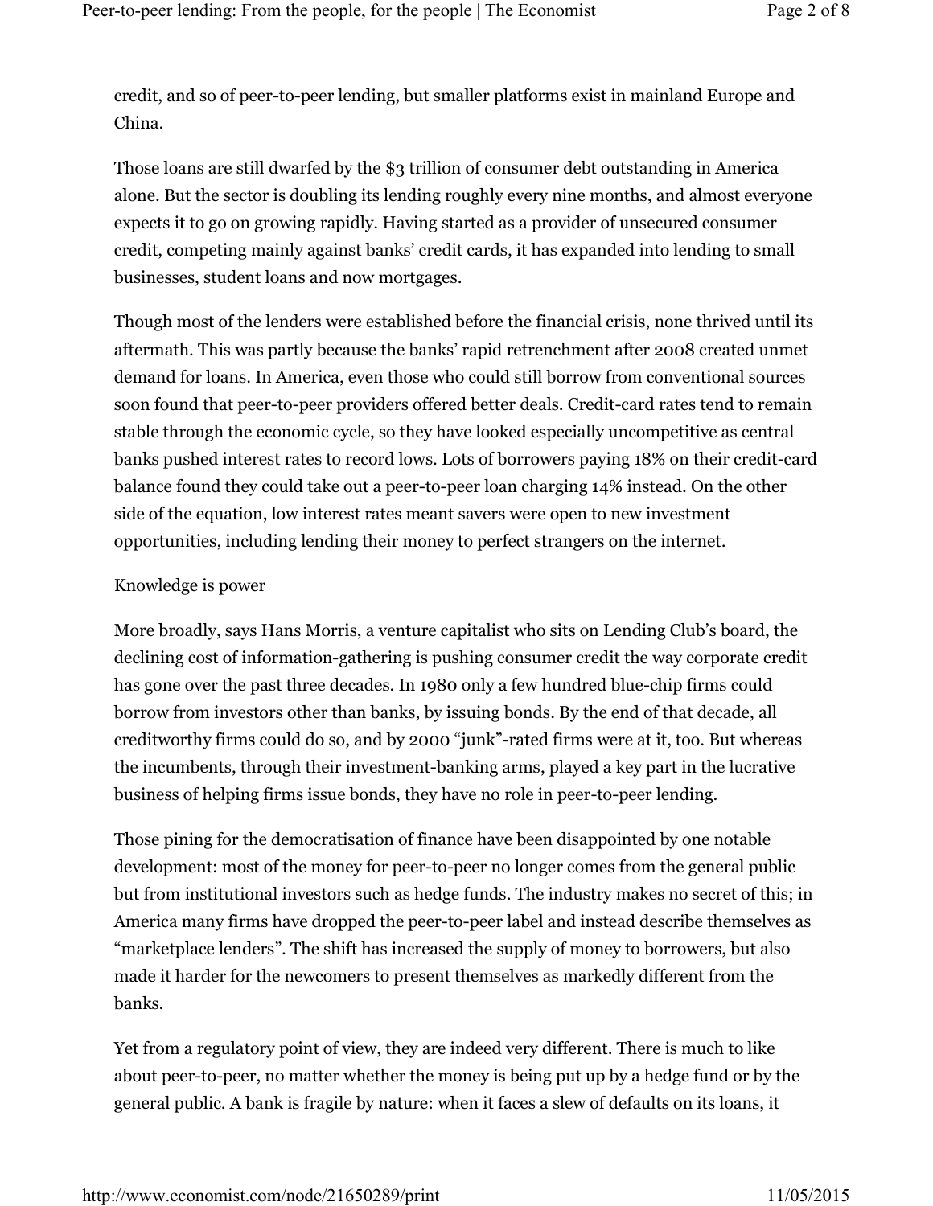credit, and so of peer-to-peer lending, but smaller platforms exist in mainland Europe and China.

Those loans are still dwarfed by the $3 trillion of consumer debt outstanding in America alone. But the sector is doubling its lending roughly every nine months, and almost everyone expects it to go on growing rapidly. Having started as a provider of unsecured consumer credit, competing mainly against banks' credit cards, it has expanded into lending to small businesses, student loans and now mortgages.

Though most of the lenders were established before the financial crisis, none thrived until its aftermath. This was partly because the banks' rapid retrenchment after 2008 created unmet demand for loans. In America, even those who could still borrow from conventional sources soon found that peer-to-peer providers offered better deals. Credit-card rates tend to remain stable through the economic cycle, so they have looked especially uncompetitive as central banks pushed interest rates to record lows. Lots of borrowers paying 18% on their credit-card balance found they could take out a peer-to-peer loan charging 14% instead. On the other side of the equation, low interest rates meant savers were open to new investment opportunities, including lending their money to perfect strangers on the internet.

## Knowledge is power

More broadly, says Hans Morris, a venture capitalist who sits on Lending Club's board, the declining cost of information-gathering is pushing consumer credit the way corporate credit has gone over the past three decades. In 1980 only a few hundred blue-chip firms could borrow from investors other than banks, by issuing bonds. By the end of that decade, all creditworthy firms could do so, and by 2000 "junk"-rated firms were at it, too. But whereas the incumbents, through their investment-banking arms, played a key part in the lucrative business of helping firms issue bonds, they have no role in peer-to-peer lending.

Those pining for the democratisation of finance have been disappointed by one notable development: most of the money for peer-to-peer no longer comes from the general public but from institutional investors such as hedge funds. The industry makes no secret of this; in America many firms have dropped the peer-to-peer label and instead describe themselves as "marketplace lenders". The shift has increased the supply of money to borrowers, but also made it harder for the newcomers to present themselves as markedly different from the banks.

Yet from a regulatory point of view, they are indeed very different. There is much to like about peer-to-peer, no matter whether the money is being put up by a hedge fund or by the general public. A bank is fragile by nature: when it faces a slew of defaults on its loans, it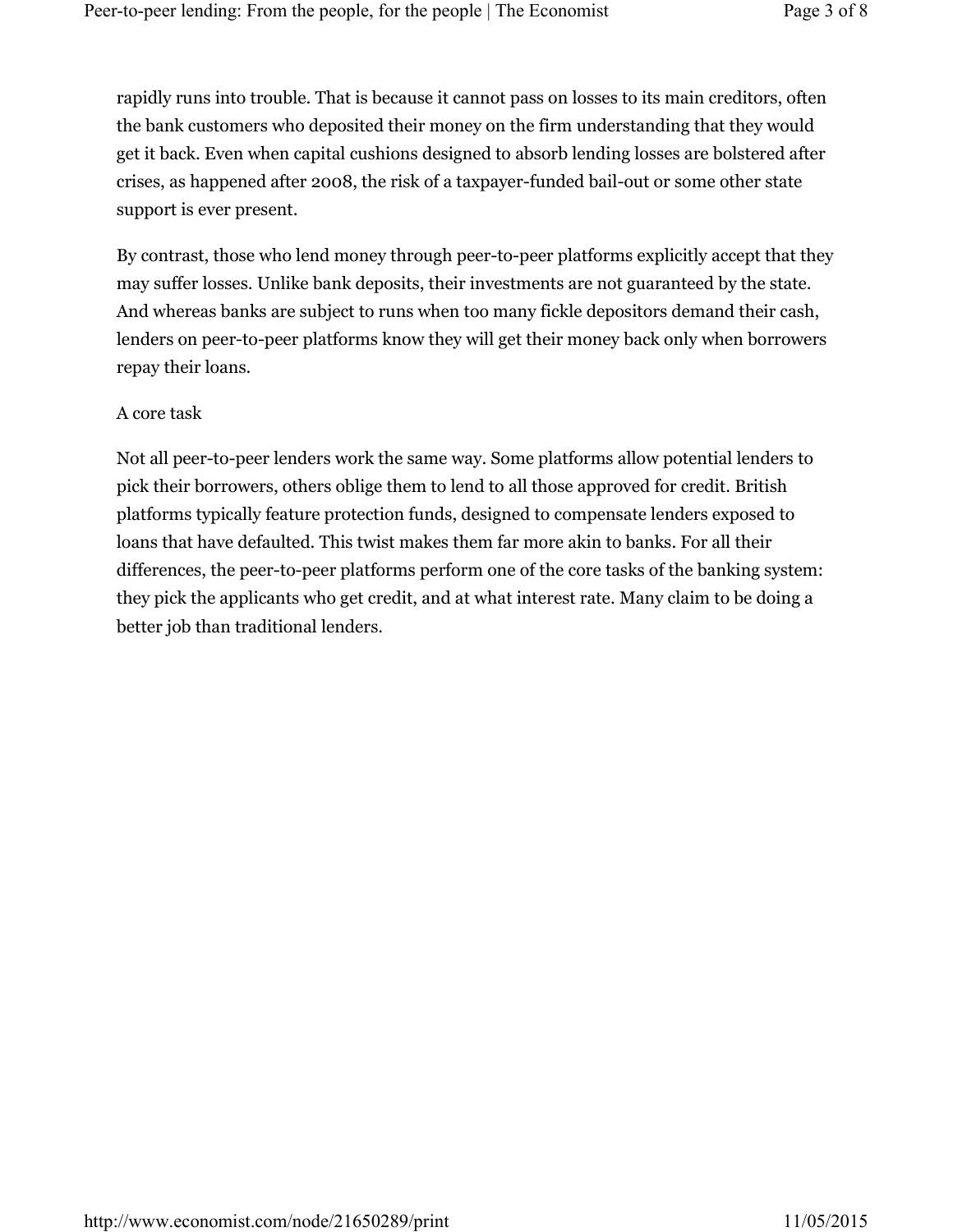rapidly runs into trouble. That is because it cannot pass on losses to its main creditors, often the bank customers who deposited their money on the firm understanding that they would get it back. Even when capital cushions designed to absorb lending losses are bolstered after crises, as happened after 2008, the risk of a taxpayer-funded bail-out or some other state support is ever present.

By contrast, those who lend money through peer-to-peer platforms explicitly accept that they may suffer losses. Unlike bank deposits, their investments are not guaranteed by the state. And whereas banks are subject to runs when too many fickle depositors demand their cash, lenders on peer-to-peer platforms know they will get their money back only when borrowers repay their loans.

## A core task

Not all peer-to-peer lenders work the same way. Some platforms allow potential lenders to pick their borrowers, others oblige them to lend to all those approved for credit. British platforms typically feature protection funds, designed to compensate lenders exposed to loans that have defaulted. This twist makes them far more akin to banks. For all their differences, the peer-to-peer platforms perform one of the core tasks of the banking system: they pick the applicants who get credit, and at what interest rate. Many claim to be doing a better job than traditional lenders.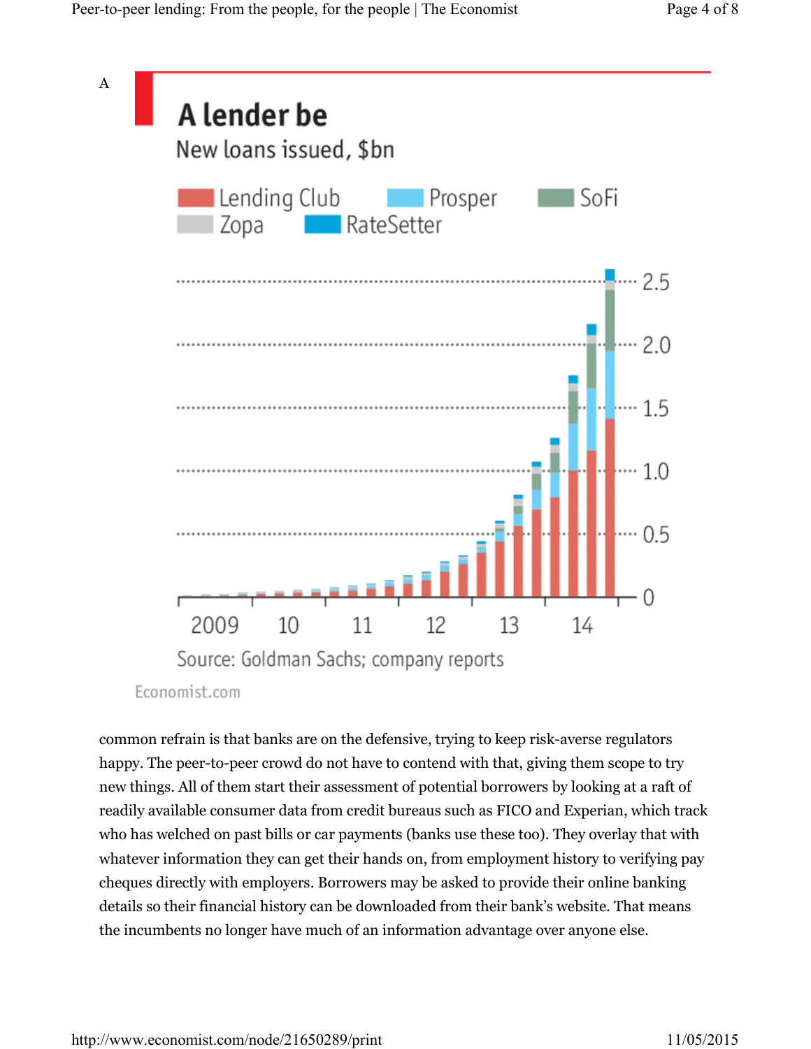A

## A lender be

New loans issued, $bn

Lending Club | Prosper | SoFi | Zopa | RateSetter

2.5
2.0
1.5
1.0
0.5
0

2009 10 11 12 13 14

Source: Goldman Sachs; company reports

Economist.com

common refrain is that banks are on the defensive, trying to keep risk-averse regulators happy. The peer-to-peer crowd do not have to contend with that, giving them scope to try new things. All of them start their assessment of potential borrowers by looking at a raft of readily available consumer data from credit bureaus such as FICO and Experian, which track who has welched on past bills or car payments (banks use these too). They overlay that with whatever information they can get their hands on, from employment history to verifying pay cheques directly with employers. Borrowers may be asked to provide their online banking details so their financial history can be downloaded from their bank's website. That means the incumbents no longer have much of an information advantage over anyone else.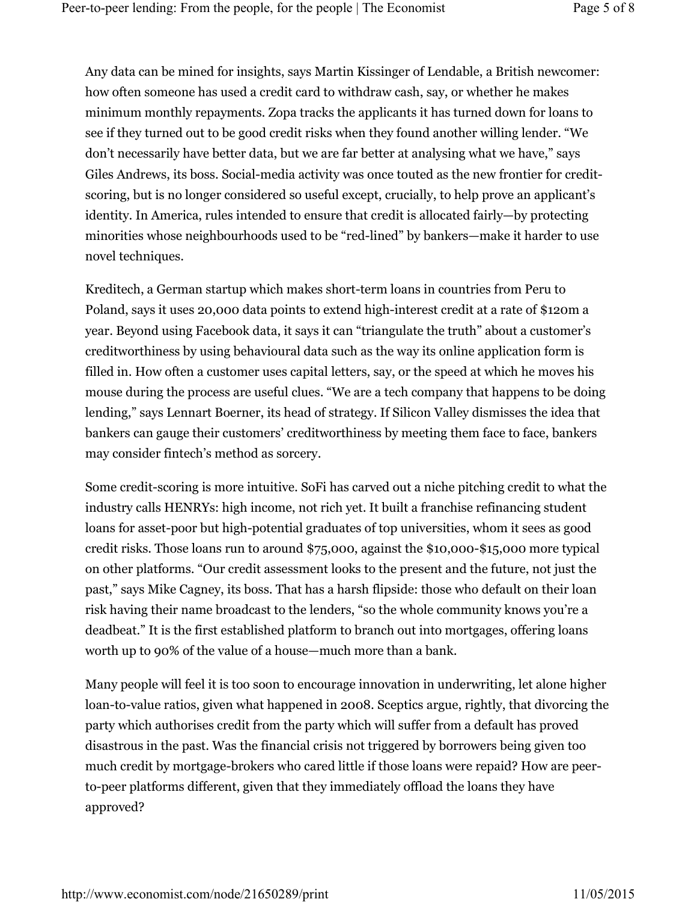Any data can be mined for insights, says Martin Kissinger of Lendable, a British newcomer: how often someone has used a credit card to withdraw cash, say, or whether he makes minimum monthly repayments. Zopa tracks the applicants it has turned down for loans to see if they turned out to be good credit risks when they found another willing lender. "We don't necessarily have better data, but we are far better at analysing what we have," says Giles Andrews, its boss. Social-media activity was once touted as the new frontier for credit-scoring, but is no longer considered so useful except, crucially, to help prove an applicant's identity. In America, rules intended to ensure that credit is allocated fairly—by protecting minorities whose neighbourhoods used to be "red-lined" by bankers—make it harder to use novel techniques.

Kreditech, a German startup which makes short-term loans in countries from Peru to Poland, says it uses 20,000 data points to extend high-interest credit at a rate of $120m a year. Beyond using Facebook data, it says it can "triangulate the truth" about a customer's creditworthiness by using behavioural data such as the way its online application form is filled in. How often a customer uses capital letters, say, or the speed at which he moves his mouse during the process are useful clues. "We are a tech company that happens to be doing lending," says Lennart Boerner, its head of strategy. If Silicon Valley dismisses the idea that bankers can gauge their customers' creditworthiness by meeting them face to face, bankers may consider fintech's method as sorcery.

Some credit-scoring is more intuitive. SoFi has carved out a niche pitching credit to what the industry calls HENRYs: high income, not rich yet. It built a franchise refinancing student loans for asset-poor but high-potential graduates of top universities, whom it sees as good credit risks. Those loans run to around $75,000, against the $10,000-$15,000 more typical on other platforms. "Our credit assessment looks to the present and the future, not just the past," says Mike Cagney, its boss. That has a harsh flipside: those who default on their loan risk having their name broadcast to the lenders, "so the whole community knows you're a deadbeat." It is the first established platform to branch out into mortgages, offering loans worth up to 90% of the value of a house—much more than a bank.

Many people will feel it is too soon to encourage innovation in underwriting, let alone higher loan-to-value ratios, given what happened in 2008. Sceptics argue, rightly, that divorcing the party which authorises credit from the party which will suffer from a default has proved disastrous in the past. Was the financial crisis not triggered by borrowers being given too much credit by mortgage-brokers who cared little if those loans were repaid? How are peer-to-peer platforms different, given that they immediately offload the loans they have approved?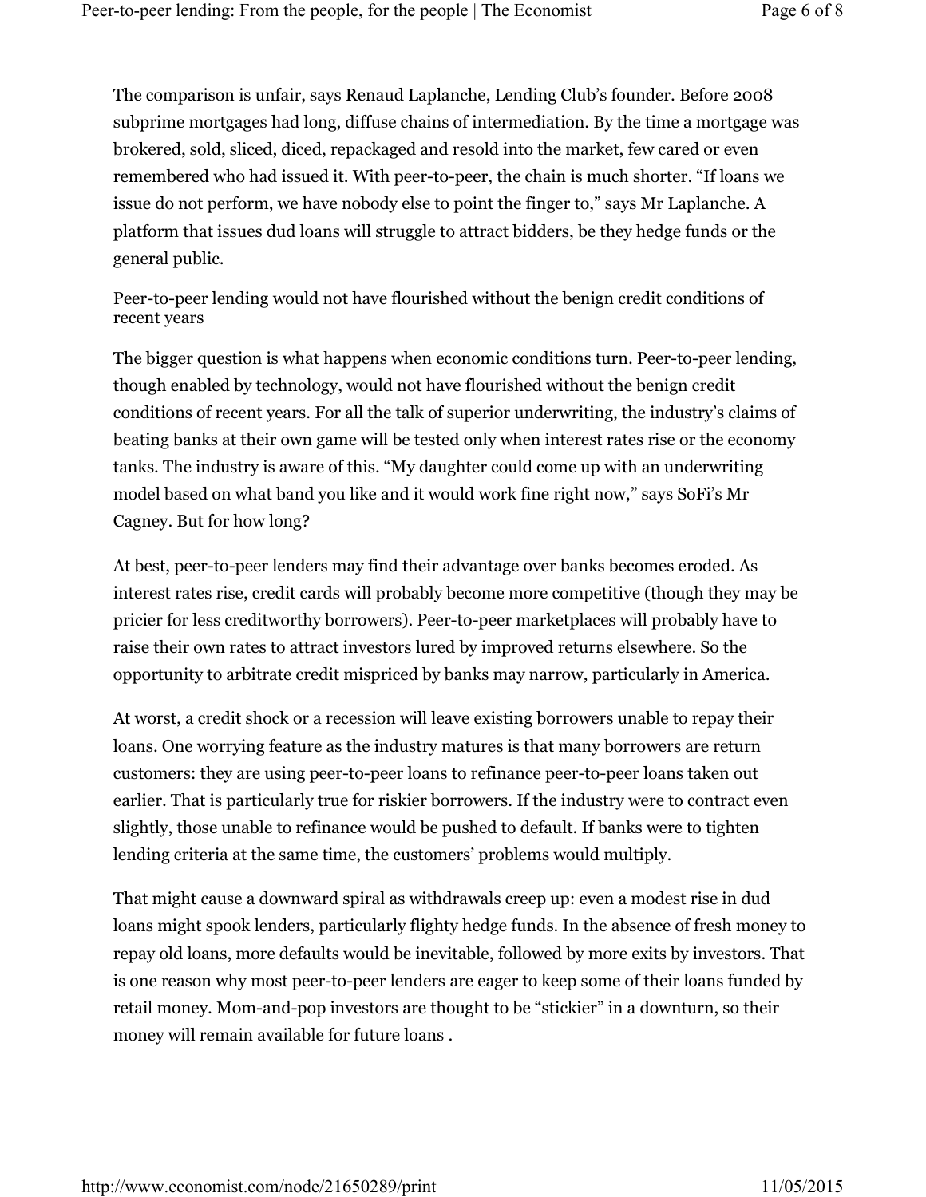The comparison is unfair, says Renaud Laplanche, Lending Club's founder. Before 2008 subprime mortgages had long, diffuse chains of intermediation. By the time a mortgage was brokered, sold, sliced, diced, repackaged and resold into the market, few cared or even remembered who had issued it. With peer-to-peer, the chain is much shorter. "If loans we issue do not perform, we have nobody else to point the finger to," says Mr Laplanche. A platform that issues dud loans will struggle to attract bidders, be they hedge funds or the general public.

Peer-to-peer lending would not have flourished without the benign credit conditions of recent years

The bigger question is what happens when economic conditions turn. Peer-to-peer lending, though enabled by technology, would not have flourished without the benign credit conditions of recent years. For all the talk of superior underwriting, the industry's claims of beating banks at their own game will be tested only when interest rates rise or the economy tanks. The industry is aware of this. "My daughter could come up with an underwriting model based on what band you like and it would work fine right now," says SoFi's Mr Cagney. But for how long?

At best, peer-to-peer lenders may find their advantage over banks becomes eroded. As interest rates rise, credit cards will probably become more competitive (though they may be pricier for less creditworthy borrowers). Peer-to-peer marketplaces will probably have to raise their own rates to attract investors lured by improved returns elsewhere. So the opportunity to arbitrate credit mispriced by banks may narrow, particularly in America.

At worst, a credit shock or a recession will leave existing borrowers unable to repay their loans. One worrying feature as the industry matures is that many borrowers are return customers: they are using peer-to-peer loans to refinance peer-to-peer loans taken out earlier. That is particularly true for riskier borrowers. If the industry were to contract even slightly, those unable to refinance would be pushed to default. If banks were to tighten lending criteria at the same time, the customers' problems would multiply.

That might cause a downward spiral as withdrawals creep up: even a modest rise in dud loans might spook lenders, particularly flighty hedge funds. In the absence of fresh money to repay old loans, more defaults would be inevitable, followed by more exits by investors. That is one reason why most peer-to-peer lenders are eager to keep some of their loans funded by retail money. Mom-and-pop investors are thought to be "stickier" in a downturn, so their money will remain available for future loans .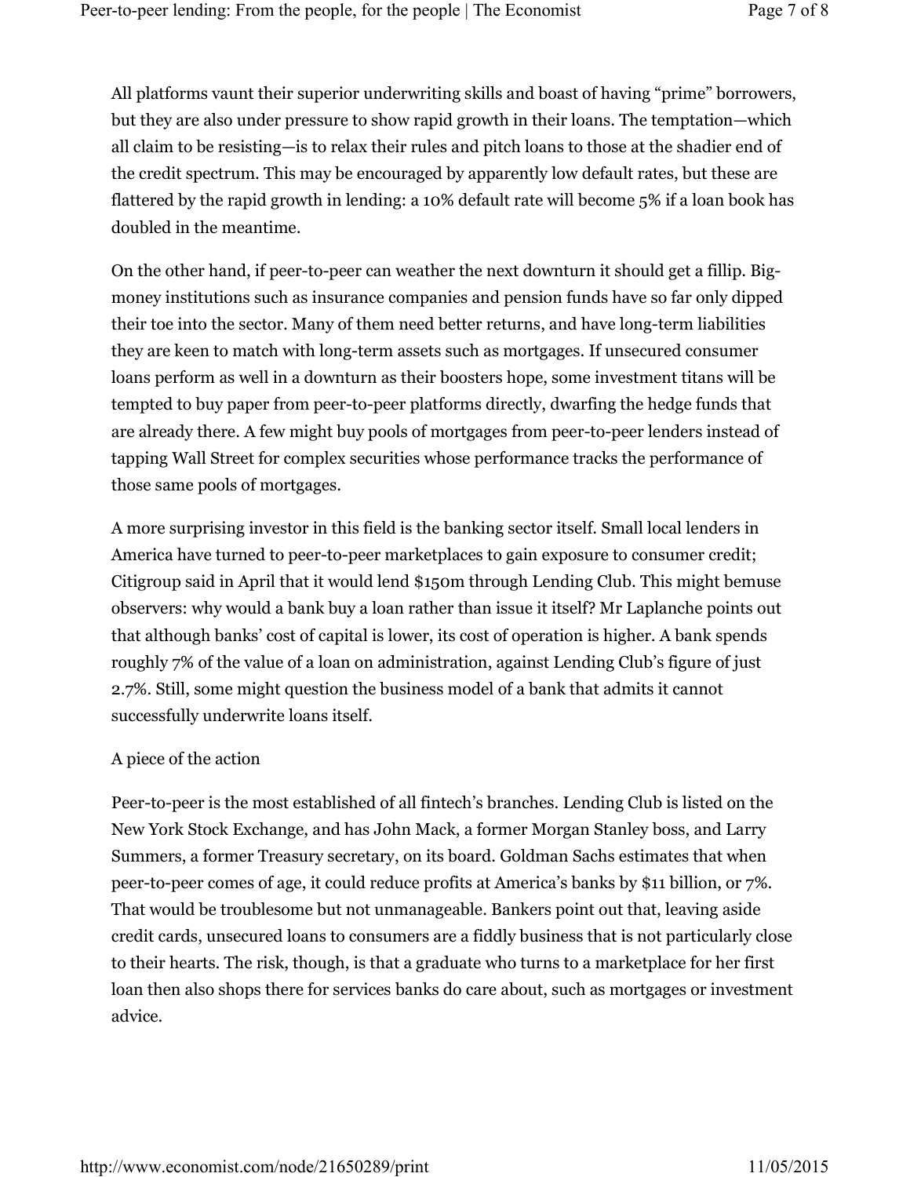All platforms vaunt their superior underwriting skills and boast of having "prime" borrowers, but they are also under pressure to show rapid growth in their loans. The temptation—which all claim to be resisting—is to relax their rules and pitch loans to those at the shadier end of the credit spectrum. This may be encouraged by apparently low default rates, but these are flattered by the rapid growth in lending: a 10% default rate will become 5% if a loan book has doubled in the meantime.

On the other hand, if peer-to-peer can weather the next downturn it should get a fillip. Big-money institutions such as insurance companies and pension funds have so far only dipped their toe into the sector. Many of them need better returns, and have long-term liabilities they are keen to match with long-term assets such as mortgages. If unsecured consumer loans perform as well in a downturn as their boosters hope, some investment titans will be tempted to buy paper from peer-to-peer platforms directly, dwarfing the hedge funds that are already there. A few might buy pools of mortgages from peer-to-peer lenders instead of tapping Wall Street for complex securities whose performance tracks the performance of those same pools of mortgages.

A more surprising investor in this field is the banking sector itself. Small local lenders in America have turned to peer-to-peer marketplaces to gain exposure to consumer credit; Citigroup said in April that it would lend $150m through Lending Club. This might bemuse observers: why would a bank buy a loan rather than issue it itself? Mr Laplanche points out that although banks' cost of capital is lower, its cost of operation is higher. A bank spends roughly 7% of the value of a loan on administration, against Lending Club's figure of just 2.7%. Still, some might question the business model of a bank that admits it cannot successfully underwrite loans itself.

## A piece of the action

Peer-to-peer is the most established of all fintech's branches. Lending Club is listed on the New York Stock Exchange, and has John Mack, a former Morgan Stanley boss, and Larry Summers, a former Treasury secretary, on its board. Goldman Sachs estimates that when peer-to-peer comes of age, it could reduce profits at America's banks by $11 billion, or 7%. That would be troublesome but not unmanageable. Bankers point out that, leaving aside credit cards, unsecured loans to consumers are a fiddly business that is not particularly close to their hearts. The risk, though, is that a graduate who turns to a marketplace for her first loan then also shops there for services banks do care about, such as mortgages or investment advice.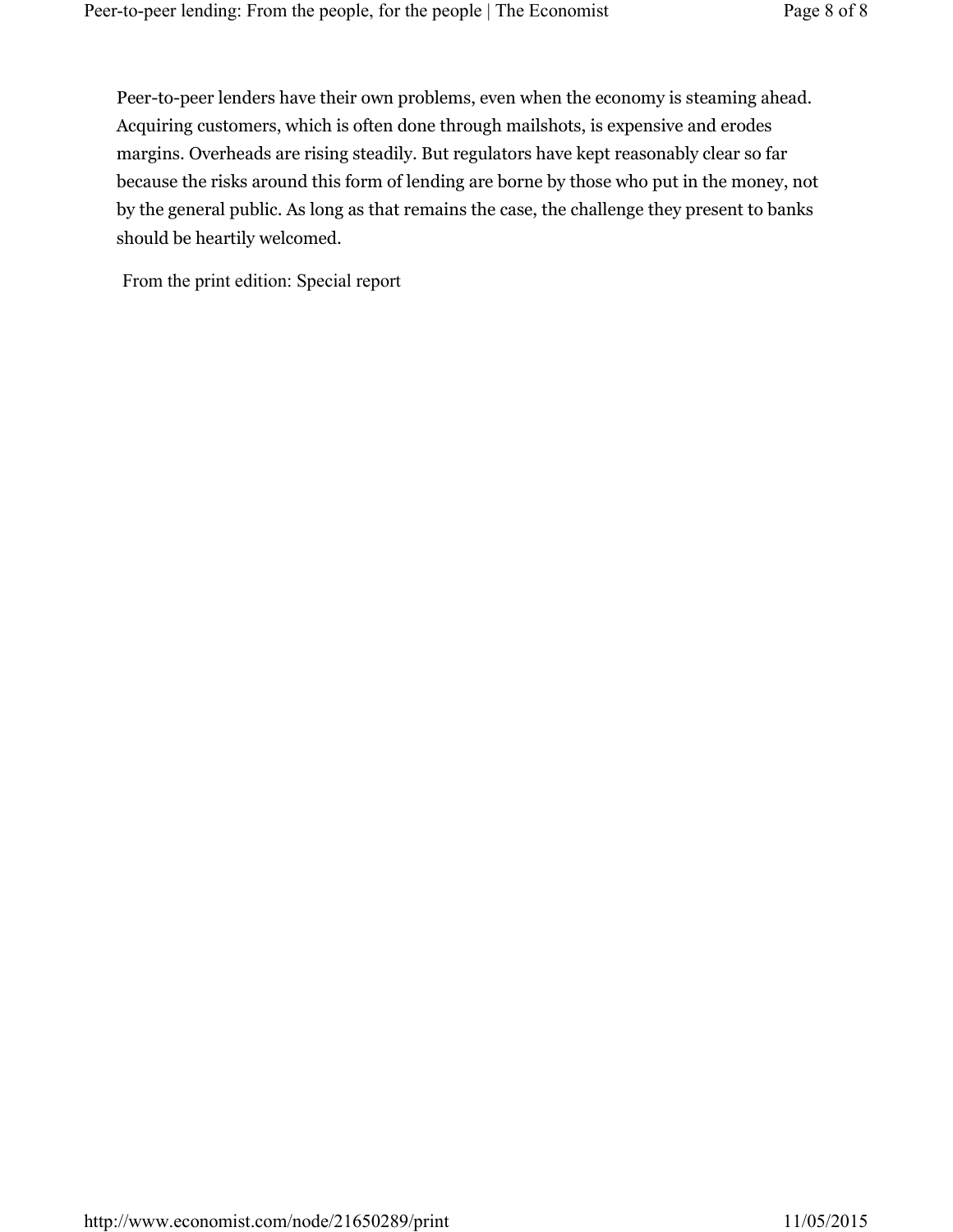Peer-to-peer lenders have their own problems, even when the economy is steaming ahead. Acquiring customers, which is often done through mailshots, is expensive and erodes margins. Overheads are rising steadily. But regulators have kept reasonably clear so far because the risks around this form of lending are borne by those who put in the money, not by the general public. As long as that remains the case, the challenge they present to banks should be heartily welcomed.

From the print edition: Special report